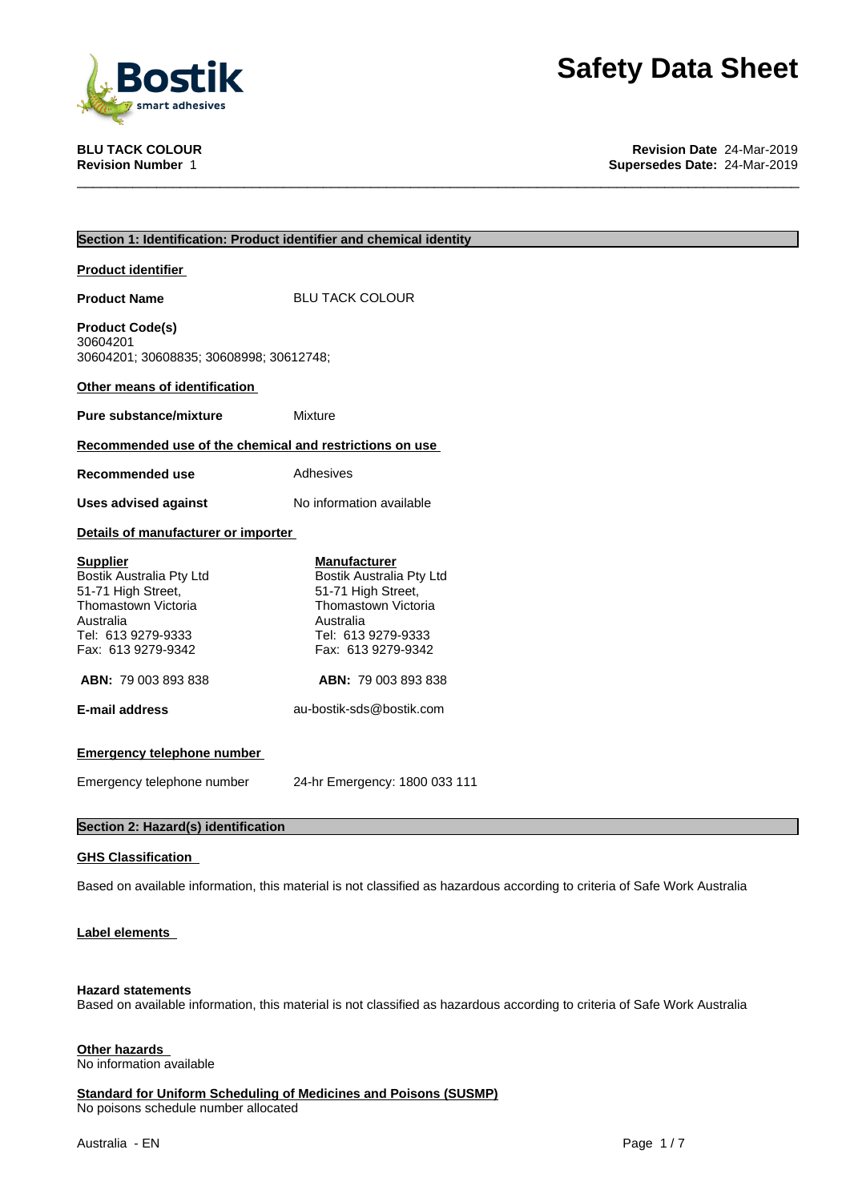# Safety Data Sheet

**BLU TACK COLOUR**
**Revision Number** 1

**Revision Date** 24-Mar-2019
**Supersedes Date:** 24-Mar-2019

## Section 1: Identification: Product identifier and chemical identity

### Product identifier

**Product Name** BLU TACK COLOUR

**Product Code(s)**
30604201
30604201; 30608835; 30608998; 30612748;

### Other means of identification

**Pure substance/mixture** Mixture

### Recommended use of the chemical and restrictions on use

**Recommended use** Adhesives

**Uses advised against** No information available

### Details of manufacturer or importer

| **Supplier** | **Manufacturer** |
|---|---|
| Bostik Australia Pty Ltd | Bostik Australia Pty Ltd |
| 51-71 High Street, | 51-71 High Street, |
| Thomastown Victoria | Thomastown Victoria |
| Australia | Australia |
| Tel: 613 9279-9333 | Tel: 613 9279-9333 |
| Fax: 613 9279-9342 | Fax: 613 9279-9342 |
| **ABN:** 79 003 893 838 | **ABN:** 79 003 893 838 |

**E-mail address** au-bostik-sds@bostik.com

### Emergency telephone number

Emergency telephone number 24-hr Emergency: 1800 033 111

## Section 2: Hazard(s) identification

### GHS Classification

Based on available information, this material is not classified as hazardous according to criteria of Safe Work Australia

### Label elements

**Hazard statements**
Based on available information, this material is not classified as hazardous according to criteria of Safe Work Australia

### Other hazards

No information available

### Standard for Uniform Scheduling of Medicines and Poisons (SUSMP)

No poisons schedule number allocated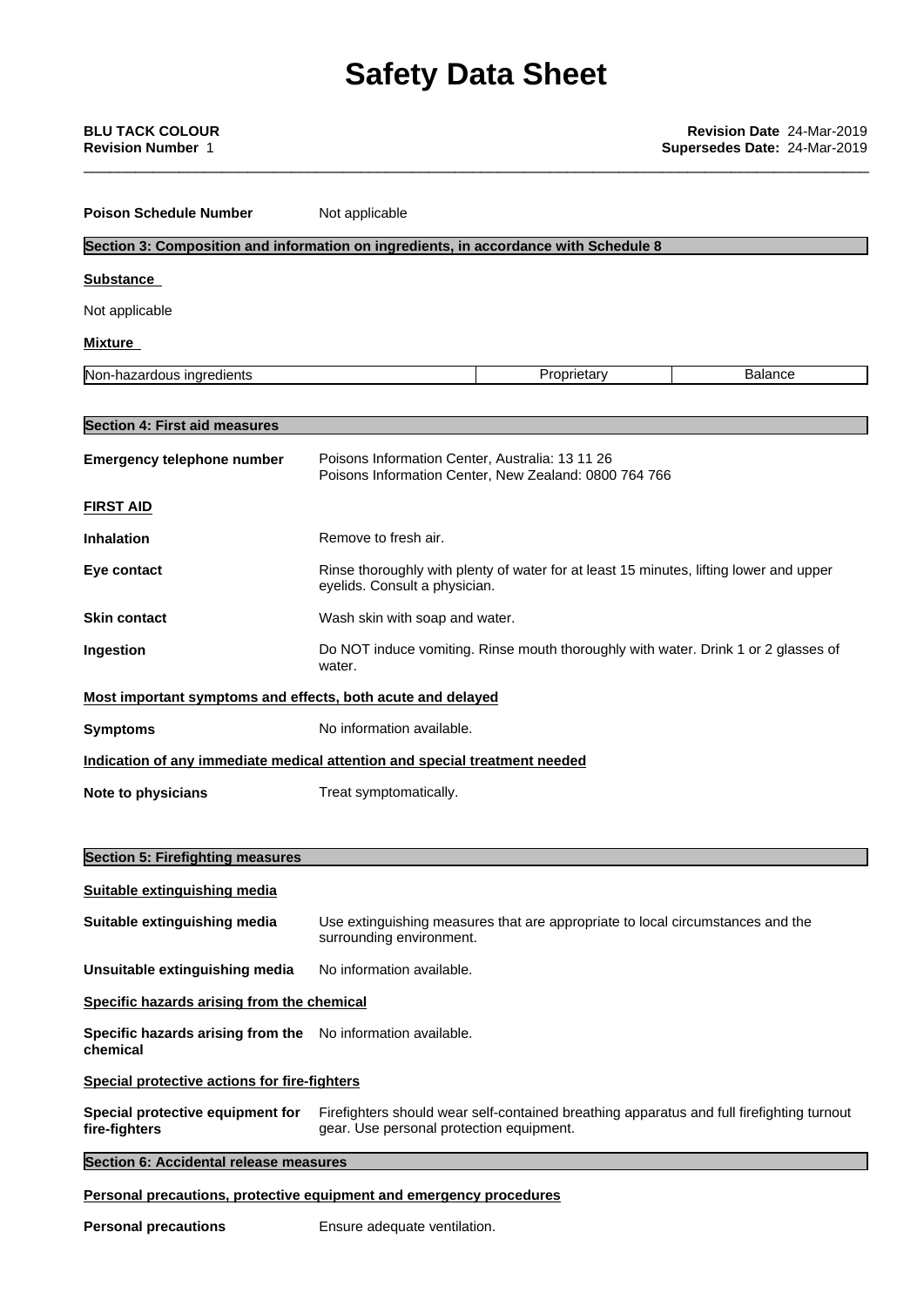**Poison Schedule Number** Not applicable

## Section 3: Composition and information on ingredients, in accordance with Schedule 8

**Substance**

Not applicable

**Mixture**

| Non-hazardous ingredients | Proprietary | Balance |
|---|---|---|

## Section 4: First aid measures

**Emergency telephone number** Poisons Information Center, Australia: 13 11 26
Poisons Information Center, New Zealand: 0800 764 766

**FIRST AID**

**Inhalation** Remove to fresh air.

**Eye contact** Rinse thoroughly with plenty of water for at least 15 minutes, lifting lower and upper eyelids. Consult a physician.

**Skin contact** Wash skin with soap and water.

**Ingestion** Do NOT induce vomiting. Rinse mouth thoroughly with water. Drink 1 or 2 glasses of water.

**Most important symptoms and effects, both acute and delayed**

**Symptoms** No information available.

**Indication of any immediate medical attention and special treatment needed**

**Note to physicians** Treat symptomatically.

## Section 5: Firefighting measures

**Suitable extinguishing media**

**Suitable extinguishing media** Use extinguishing measures that are appropriate to local circumstances and the surrounding environment.

**Unsuitable extinguishing media** No information available.

**Specific hazards arising from the chemical**

**Specific hazards arising from the chemical** No information available.

**Special protective actions for fire-fighters**

**Special protective equipment for fire-fighters** Firefighters should wear self-contained breathing apparatus and full firefighting turnout gear. Use personal protection equipment.

## Section 6: Accidental release measures

**Personal precautions, protective equipment and emergency procedures**

**Personal precautions** Ensure adequate ventilation.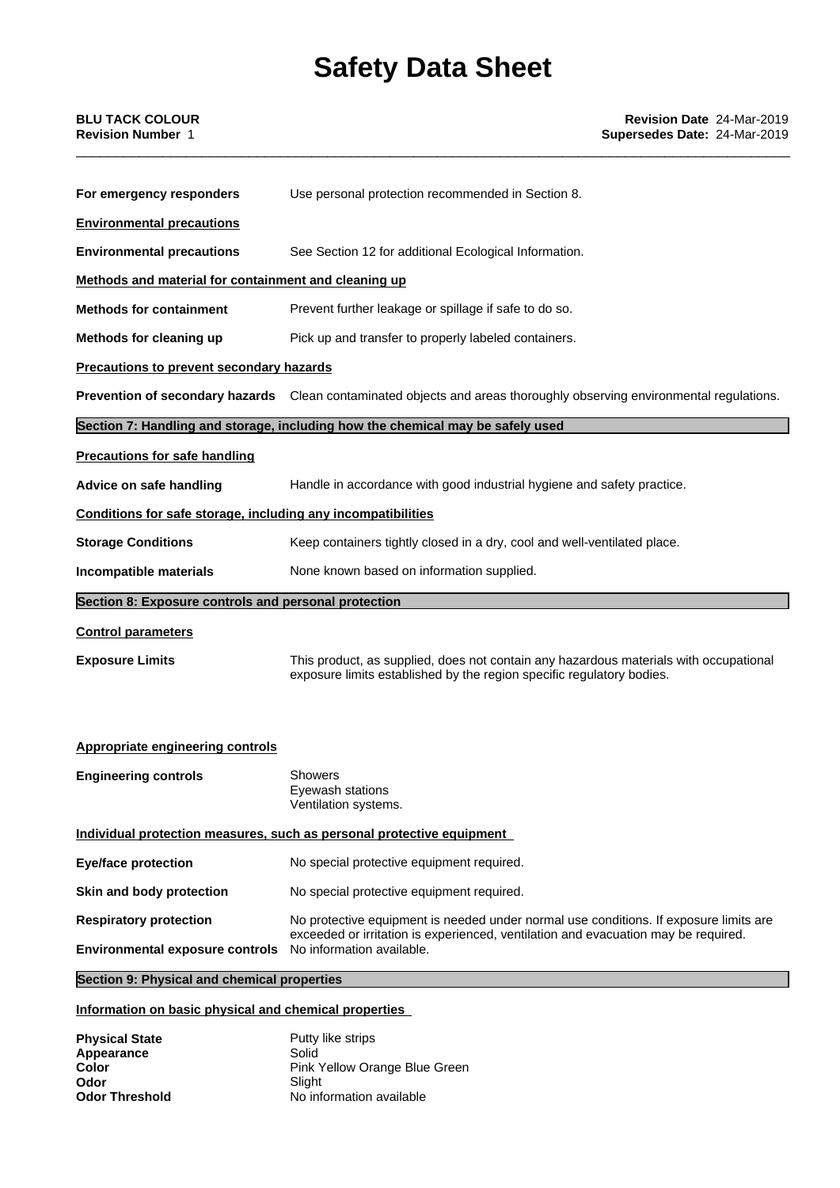| | |
|---|---|
| **For emergency responders** | Use personal protection recommended in Section 8. |

**Environmental precautions**

| | |
|---|---|
| **Environmental precautions** | See Section 12 for additional Ecological Information. |

**Methods and material for containment and cleaning up**

| | |
|---|---|
| **Methods for containment** | Prevent further leakage or spillage if safe to do so. |
| **Methods for cleaning up** | Pick up and transfer to properly labeled containers. |

**Precautions to prevent secondary hazards**

| | |
|---|---|
| **Prevention of secondary hazards** | Clean contaminated objects and areas thoroughly observing environmental regulations. |

## Section 7: Handling and storage, including how the chemical may be safely used

**Precautions for safe handling**

| | |
|---|---|
| **Advice on safe handling** | Handle in accordance with good industrial hygiene and safety practice. |

**Conditions for safe storage, including any incompatibilities**

| | |
|---|---|
| **Storage Conditions** | Keep containers tightly closed in a dry, cool and well-ventilated place. |
| **Incompatible materials** | None known based on information supplied. |

## Section 8: Exposure controls and personal protection

**Control parameters**

| | |
|---|---|
| **Exposure Limits** | This product, as supplied, does not contain any hazardous materials with occupational exposure limits established by the region specific regulatory bodies. |

**Appropriate engineering controls**

| | |
|---|---|
| **Engineering controls** | Showers<br>Eyewash stations<br>Ventilation systems. |

**Individual protection measures, such as personal protective equipment**

| | |
|---|---|
| **Eye/face protection** | No special protective equipment required. |
| **Skin and body protection** | No special protective equipment required. |
| **Respiratory protection** | No protective equipment is needed under normal use conditions. If exposure limits are exceeded or irritation is experienced, ventilation and evacuation may be required. |
| **Environmental exposure controls** | No information available. |

## Section 9: Physical and chemical properties

**Information on basic physical and chemical properties**

| | |
|---|---|
| **Physical State** | Putty like strips |
| **Appearance** | Solid |
| **Color** | Pink Yellow Orange Blue Green |
| **Odor** | Slight |
| **Odor Threshold** | No information available |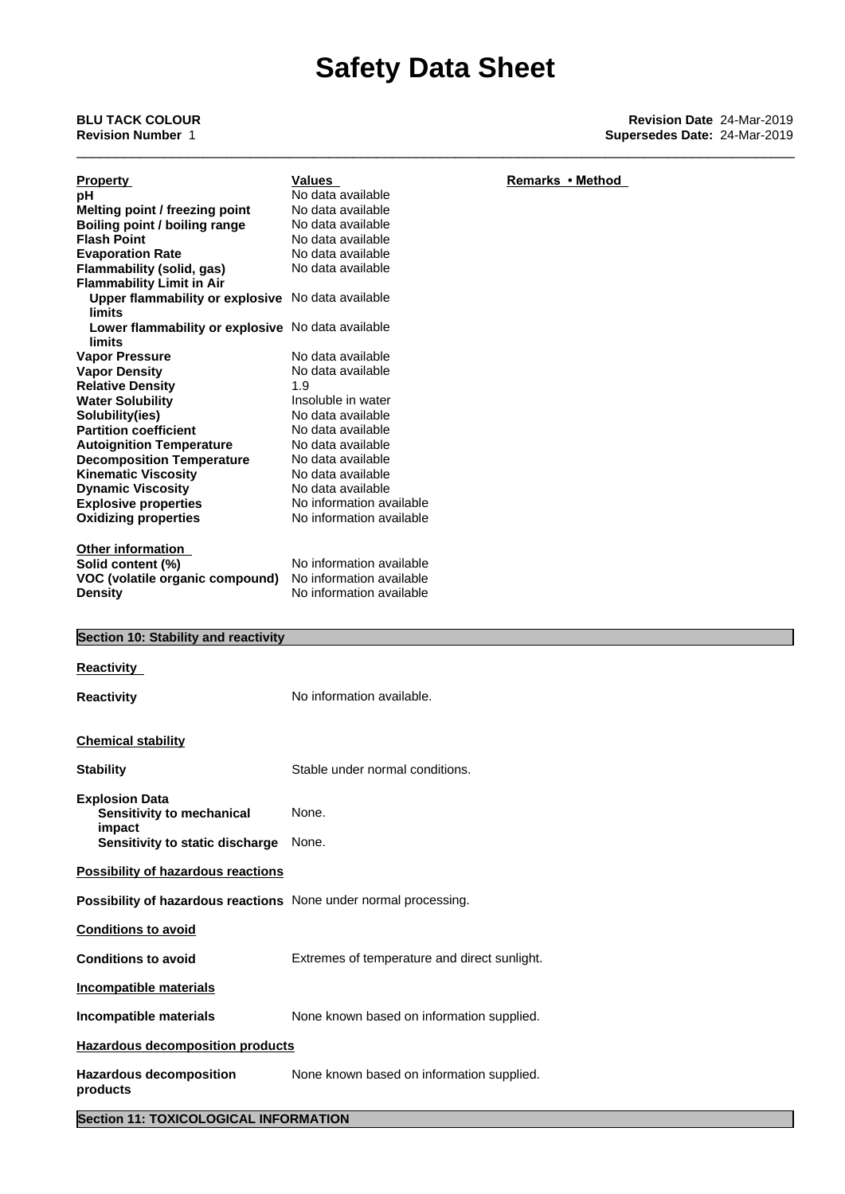| Property | Values | Remarks • Method |
|---|---|---|
| **pH** | No data available | |
| **Melting point / freezing point** | No data available | |
| **Boiling point / boiling range** | No data available | |
| **Flash Point** | No data available | |
| **Evaporation Rate** | No data available | |
| **Flammability (solid, gas)** | No data available | |
| **Flammability Limit in Air** | | |
| **Upper flammability or explosive limits** | No data available | |
| **Lower flammability or explosive limits** | No data available | |
| **Vapor Pressure** | No data available | |
| **Vapor Density** | No data available | |
| **Relative Density** | 1.9 | |
| **Water Solubility** | Insoluble in water | |
| **Solubility(ies)** | No data available | |
| **Partition coefficient** | No data available | |
| **Autoignition Temperature** | No data available | |
| **Decomposition Temperature** | No data available | |
| **Kinematic Viscosity** | No data available | |
| **Dynamic Viscosity** | No data available | |
| **Explosive properties** | No information available | |
| **Oxidizing properties** | No information available | |

**Other information**

| | |
|---|---|
| **Solid content (%)** | No information available |
| **VOC (volatile organic compound)** | No information available |
| **Density** | No information available |

## Section 10: Stability and reactivity

**Reactivity**

**Reactivity** No information available.

**Chemical stability**

**Stability** Stable under normal conditions.

**Explosion Data**
**Sensitivity to mechanical impact** None.
**Sensitivity to static discharge** None.

**Possibility of hazardous reactions**

**Possibility of hazardous reactions** None under normal processing.

**Conditions to avoid**

**Conditions to avoid** Extremes of temperature and direct sunlight.

**Incompatible materials**

**Incompatible materials** None known based on information supplied.

**Hazardous decomposition products**

**Hazardous decomposition products** None known based on information supplied.

## Section 11: TOXICOLOGICAL INFORMATION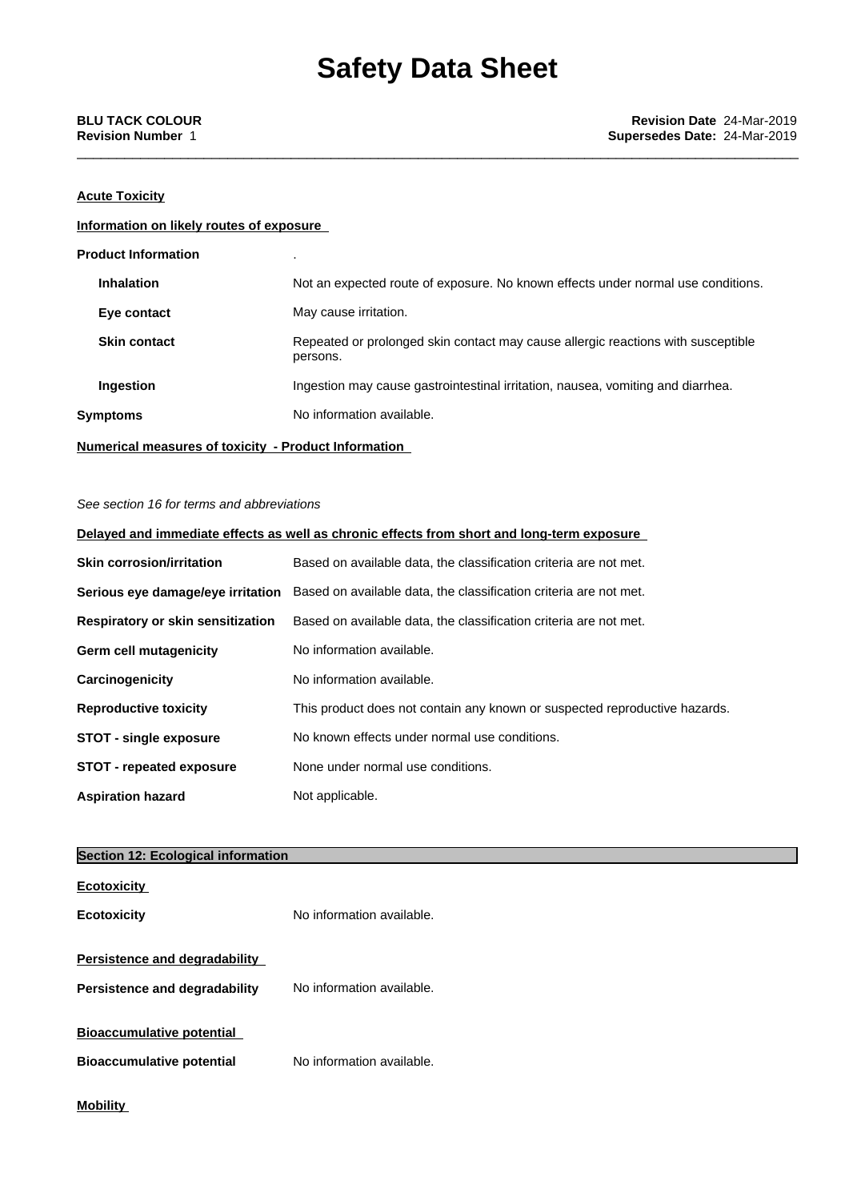**Acute Toxicity**

**Information on likely routes of exposure**

| | |
|---|---|
| **Product Information** | . |
| **Inhalation** | Not an expected route of exposure. No known effects under normal use conditions. |
| **Eye contact** | May cause irritation. |
| **Skin contact** | Repeated or prolonged skin contact may cause allergic reactions with susceptible persons. |
| **Ingestion** | Ingestion may cause gastrointestinal irritation, nausea, vomiting and diarrhea. |
| **Symptoms** | No information available. |

**Numerical measures of toxicity - Product Information**

*See section 16 for terms and abbreviations*

**Delayed and immediate effects as well as chronic effects from short and long-term exposure**

| | |
|---|---|
| **Skin corrosion/irritation** | Based on available data, the classification criteria are not met. |
| **Serious eye damage/eye irritation** | Based on available data, the classification criteria are not met. |
| **Respiratory or skin sensitization** | Based on available data, the classification criteria are not met. |
| **Germ cell mutagenicity** | No information available. |
| **Carcinogenicity** | No information available. |
| **Reproductive toxicity** | This product does not contain any known or suspected reproductive hazards. |
| **STOT - single exposure** | No known effects under normal use conditions. |
| **STOT - repeated exposure** | None under normal use conditions. |
| **Aspiration hazard** | Not applicable. |

## Section 12: Ecological information

**Ecotoxicity**

**Ecotoxicity** No information available.

**Persistence and degradability**

**Persistence and degradability** No information available.

**Bioaccumulative potential**

**Bioaccumulative potential** No information available.

**Mobility**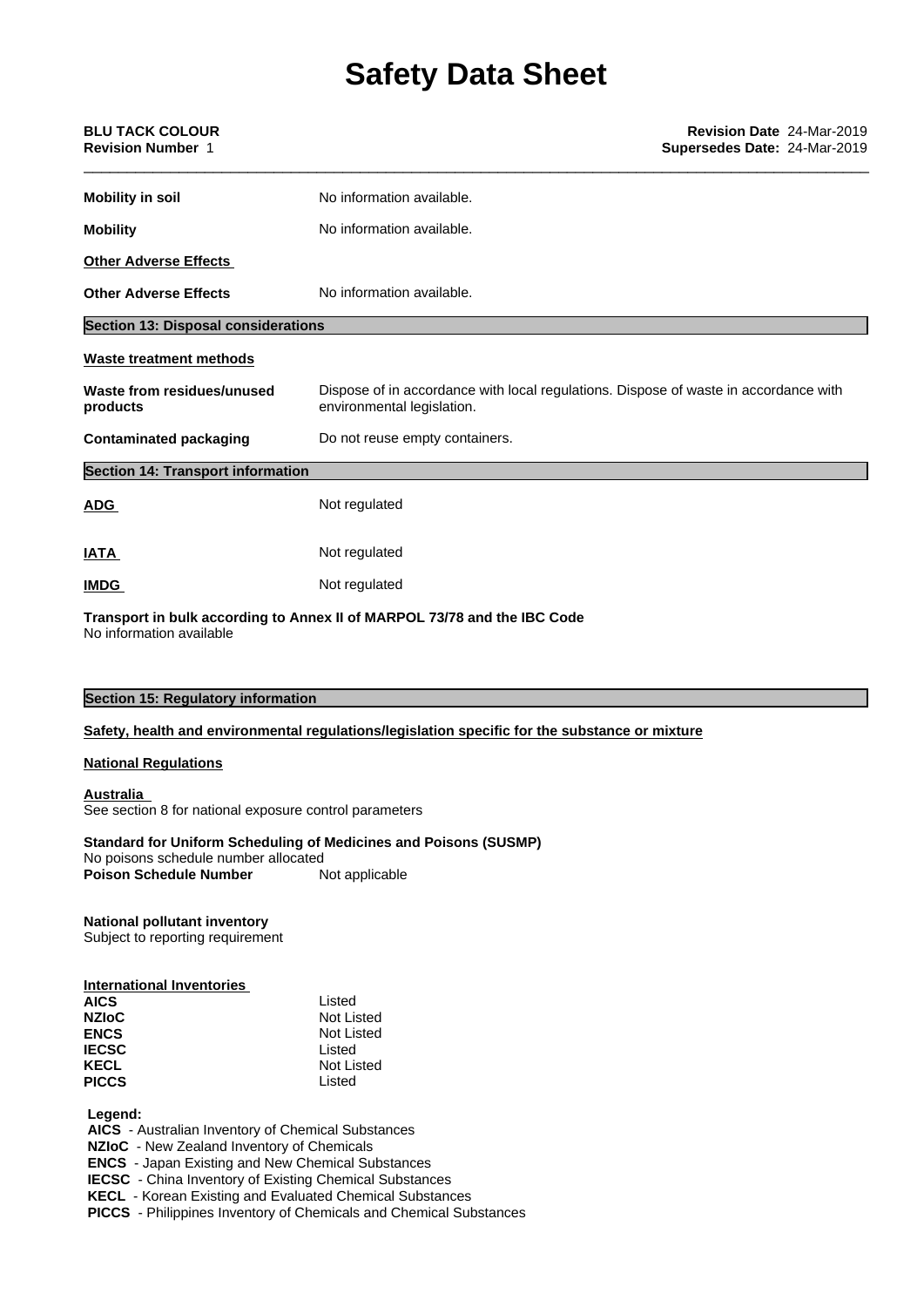| | |
|---|---|
| **Mobility in soil** | No information available. |
| **Mobility** | No information available. |

**Other Adverse Effects**

| | |
|---|---|
| **Other Adverse Effects** | No information available. |

## Section 13: Disposal considerations

**Waste treatment methods**

| | |
|---|---|
| **Waste from residues/unused products** | Dispose of in accordance with local regulations. Dispose of waste in accordance with environmental legislation. |
| **Contaminated packaging** | Do not reuse empty containers. |

## Section 14: Transport information

| | |
|---|---|
| **ADG** | Not regulated |
| **IATA** | Not regulated |
| **IMDG** | Not regulated |

**Transport in bulk according to Annex II of MARPOL 73/78 and the IBC Code**
No information available

## Section 15: Regulatory information

**Safety, health and environmental regulations/legislation specific for the substance or mixture**

**National Regulations**

**Australia**
See section 8 for national exposure control parameters

**Standard for Uniform Scheduling of Medicines and Poisons (SUSMP)**
No poisons schedule number allocated
**Poison Schedule Number** Not applicable

**National pollutant inventory**
Subject to reporting requirement

**International Inventories**

| | |
|---|---|
| **AICS** | Listed |
| **NZIoC** | Not Listed |
| **ENCS** | Not Listed |
| **IECSC** | Listed |
| **KECL** | Not Listed |
| **PICCS** | Listed |

**Legend:**
**AICS** - Australian Inventory of Chemical Substances
**NZIoC** - New Zealand Inventory of Chemicals
**ENCS** - Japan Existing and New Chemical Substances
**IECSC** - China Inventory of Existing Chemical Substances
**KECL** - Korean Existing and Evaluated Chemical Substances
**PICCS** - Philippines Inventory of Chemicals and Chemical Substances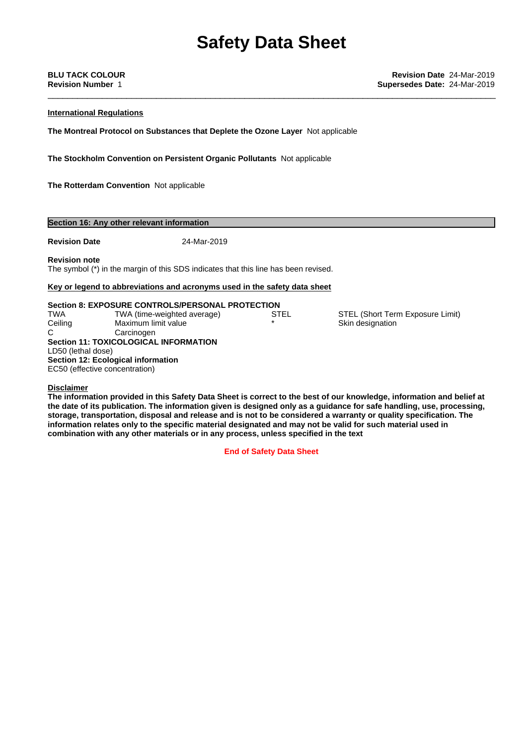# Safety Data Sheet

**BLU TACK COLOUR**
**Revision Number** 1

**Revision Date** 24-Mar-2019
**Supersedes Date:** 24-Mar-2019

---

**International Regulations**

**The Montreal Protocol on Substances that Deplete the Ozone Layer** Not applicable

**The Stockholm Convention on Persistent Organic Pollutants** Not applicable

**The Rotterdam Convention** Not applicable

## Section 16: Any other relevant information

**Revision Date** 24-Mar-2019

**Revision note**
The symbol (*) in the margin of this SDS indicates that this line has been revised.

**Key or legend to abbreviations and acronyms used in the safety data sheet**

**Section 8: EXPOSURE CONTROLS/PERSONAL PROTECTION**

| | | | |
|---|---|---|---|
| TWA | TWA (time-weighted average) | STEL | STEL (Short Term Exposure Limit) |
| Ceiling | Maximum limit value | * | Skin designation |
| C | Carcinogen | | |

**Section 11: TOXICOLOGICAL INFORMATION**
LD50 (lethal dose)
**Section 12: Ecological information**
EC50 (effective concentration)

**Disclaimer**
**The information provided in this Safety Data Sheet is correct to the best of our knowledge, information and belief at the date of its publication. The information given is designed only as a guidance for safe handling, use, processing, storage, transportation, disposal and release and is not to be considered a warranty or quality specification. The information relates only to the specific material designated and may not be valid for such material used in combination with any other materials or in any process, unless specified in the text**

**End of Safety Data Sheet**